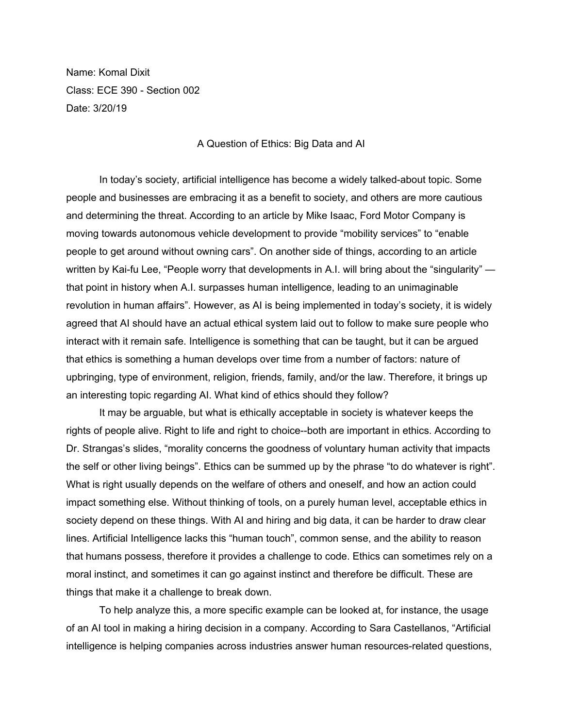Name: Komal Dixit

Class: ECE 390 - Section 002

Date: 3/20/19

# A Question of Ethics: Big Data and AI

In today's society, artificial intelligence has become a widely talked-about topic. Some people and businesses are embracing it as a benefit to society, and others are more cautious and determining the threat. According to an article by Mike Isaac, Ford Motor Company is moving towards autonomous vehicle development to provide "mobility services" to "enable people to get around without owning cars". On another side of things, according to an article written by Kai-fu Lee, "People worry that developments in A.I. will bring about the "singularity" — that point in history when A.I. surpasses human intelligence, leading to an unimaginable revolution in human affairs". However, as AI is being implemented in today's society, it is widely agreed that AI should have an actual ethical system laid out to follow to make sure people who interact with it remain safe. Intelligence is something that can be taught, but it can be argued that ethics is something a human develops over time from a number of factors: nature of upbringing, type of environment, religion, friends, family, and/or the law. Therefore, it brings up an interesting topic regarding AI. What kind of ethics should they follow?

It may be arguable, but what is ethically acceptable in society is whatever keeps the rights of people alive. Right to life and right to choice--both are important in ethics. According to Dr. Strangas's slides, "morality concerns the goodness of voluntary human activity that impacts the self or other living beings". Ethics can be summed up by the phrase "to do whatever is right". What is right usually depends on the welfare of others and oneself, and how an action could impact something else. Without thinking of tools, on a purely human level, acceptable ethics in society depend on these things. With AI and hiring and big data, it can be harder to draw clear lines. Artificial Intelligence lacks this "human touch", common sense, and the ability to reason that humans possess, therefore it provides a challenge to code. Ethics can sometimes rely on a moral instinct, and sometimes it can go against instinct and therefore be difficult. These are things that make it a challenge to break down.

To help analyze this, a more specific example can be looked at, for instance, the usage of an AI tool in making a hiring decision in a company. According to Sara Castellanos, "Artificial intelligence is helping companies across industries answer human resources-related questions,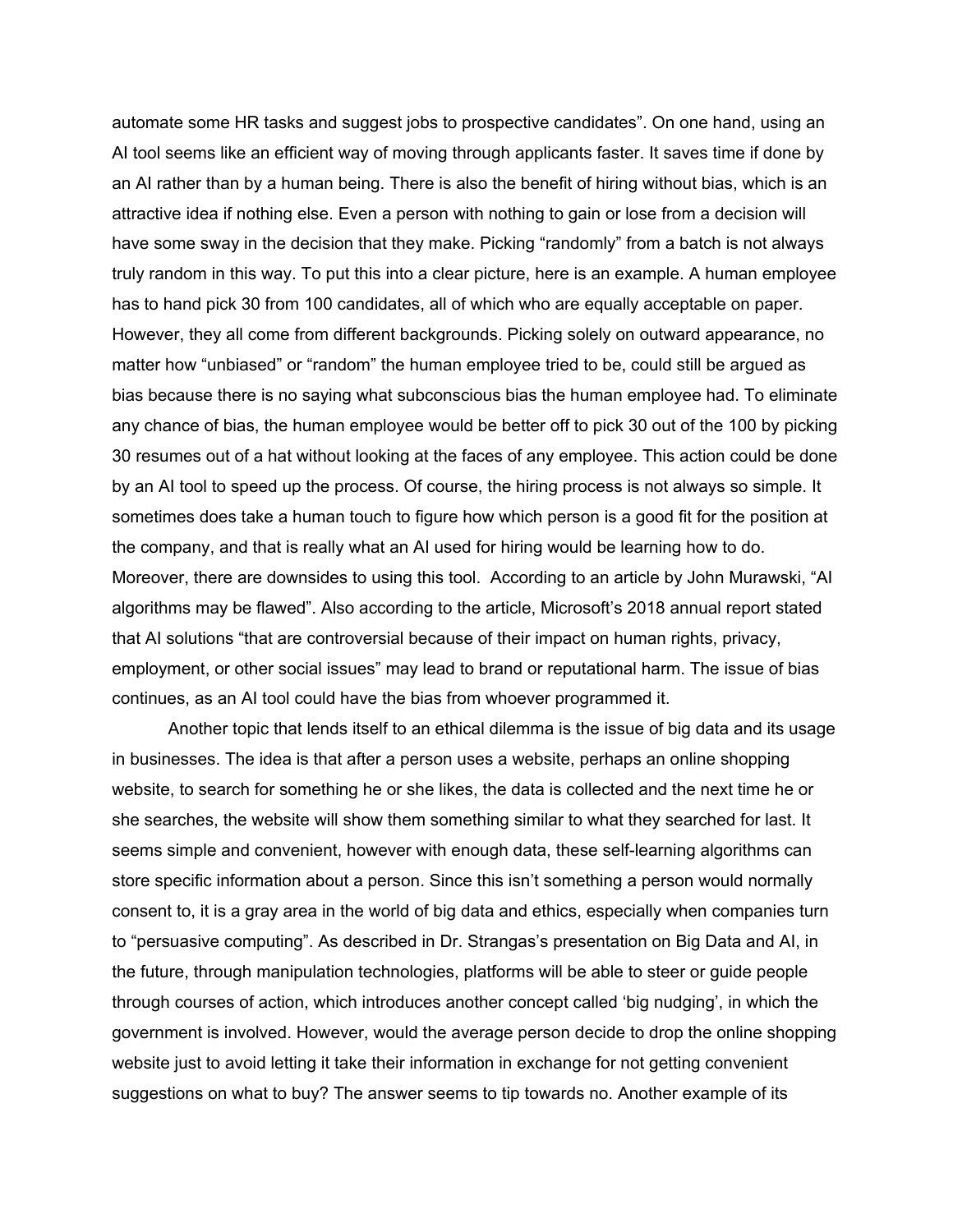automate some HR tasks and suggest jobs to prospective candidates”. On one hand, using an AI tool seems like an efficient way of moving through applicants faster. It saves time if done by an AI rather than by a human being. There is also the benefit of hiring without bias, which is an attractive idea if nothing else. Even a person with nothing to gain or lose from a decision will have some sway in the decision that they make. Picking “randomly” from a batch is not always truly random in this way. To put this into a clear picture, here is an example. A human employee has to hand pick 30 from 100 candidates, all of which who are equally acceptable on paper. However, they all come from different backgrounds. Picking solely on outward appearance, no matter how “unbiased” or “random” the human employee tried to be, could still be argued as bias because there is no saying what subconscious bias the human employee had. To eliminate any chance of bias, the human employee would be better off to pick 30 out of the 100 by picking 30 resumes out of a hat without looking at the faces of any employee. This action could be done by an AI tool to speed up the process. Of course, the hiring process is not always so simple. It sometimes does take a human touch to figure how which person is a good fit for the position at the company, and that is really what an AI used for hiring would be learning how to do. Moreover, there are downsides to using this tool. According to an article by John Murawski, “AI algorithms may be flawed”. Also according to the article, Microsoft’s 2018 annual report stated that AI solutions “that are controversial because of their impact on human rights, privacy, employment, or other social issues” may lead to brand or reputational harm. The issue of bias continues, as an AI tool could have the bias from whoever programmed it.

Another topic that lends itself to an ethical dilemma is the issue of big data and its usage in businesses. The idea is that after a person uses a website, perhaps an online shopping website, to search for something he or she likes, the data is collected and the next time he or she searches, the website will show them something similar to what they searched for last. It seems simple and convenient, however with enough data, these self-learning algorithms can store specific information about a person. Since this isn’t something a person would normally consent to, it is a gray area in the world of big data and ethics, especially when companies turn to “persuasive computing”. As described in Dr. Strangas’s presentation on Big Data and AI, in the future, through manipulation technologies, platforms will be able to steer or guide people through courses of action, which introduces another concept called ‘big nudging’, in which the government is involved. However, would the average person decide to drop the online shopping website just to avoid letting it take their information in exchange for not getting convenient suggestions on what to buy? The answer seems to tip towards no. Another example of its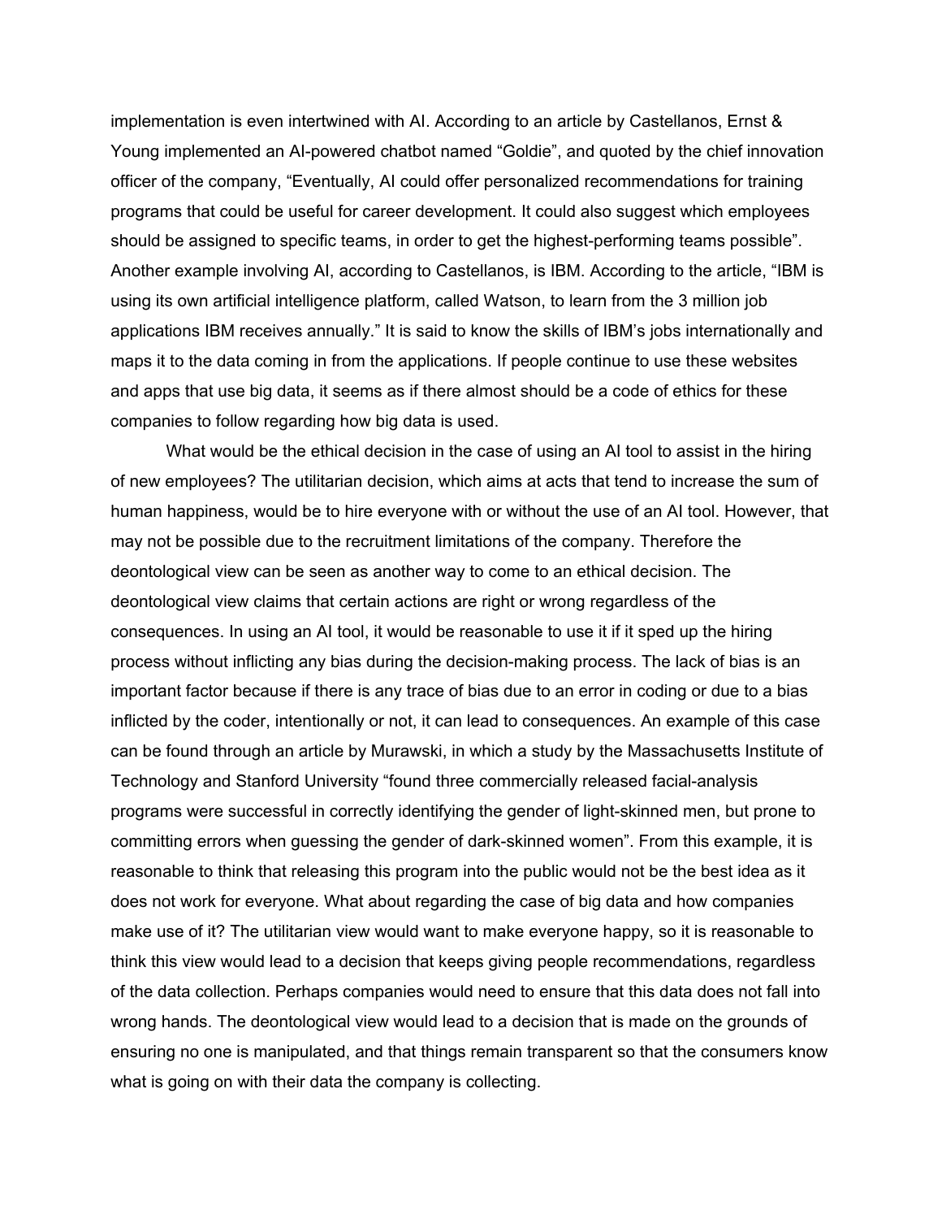implementation is even intertwined with AI. According to an article by Castellanos, Ernst & Young implemented an AI-powered chatbot named "Goldie", and quoted by the chief innovation officer of the company, "Eventually, AI could offer personalized recommendations for training programs that could be useful for career development. It could also suggest which employees should be assigned to specific teams, in order to get the highest-performing teams possible". Another example involving AI, according to Castellanos, is IBM. According to the article, "IBM is using its own artificial intelligence platform, called Watson, to learn from the 3 million job applications IBM receives annually." It is said to know the skills of IBM's jobs internationally and maps it to the data coming in from the applications. If people continue to use these websites and apps that use big data, it seems as if there almost should be a code of ethics for these companies to follow regarding how big data is used.

What would be the ethical decision in the case of using an AI tool to assist in the hiring of new employees? The utilitarian decision, which aims at acts that tend to increase the sum of human happiness, would be to hire everyone with or without the use of an AI tool. However, that may not be possible due to the recruitment limitations of the company. Therefore the deontological view can be seen as another way to come to an ethical decision. The deontological view claims that certain actions are right or wrong regardless of the consequences. In using an AI tool, it would be reasonable to use it if it sped up the hiring process without inflicting any bias during the decision-making process. The lack of bias is an important factor because if there is any trace of bias due to an error in coding or due to a bias inflicted by the coder, intentionally or not, it can lead to consequences. An example of this case can be found through an article by Murawski, in which a study by the Massachusetts Institute of Technology and Stanford University "found three commercially released facial-analysis programs were successful in correctly identifying the gender of light-skinned men, but prone to committing errors when guessing the gender of dark-skinned women". From this example, it is reasonable to think that releasing this program into the public would not be the best idea as it does not work for everyone. What about regarding the case of big data and how companies make use of it? The utilitarian view would want to make everyone happy, so it is reasonable to think this view would lead to a decision that keeps giving people recommendations, regardless of the data collection. Perhaps companies would need to ensure that this data does not fall into wrong hands. The deontological view would lead to a decision that is made on the grounds of ensuring no one is manipulated, and that things remain transparent so that the consumers know what is going on with their data the company is collecting.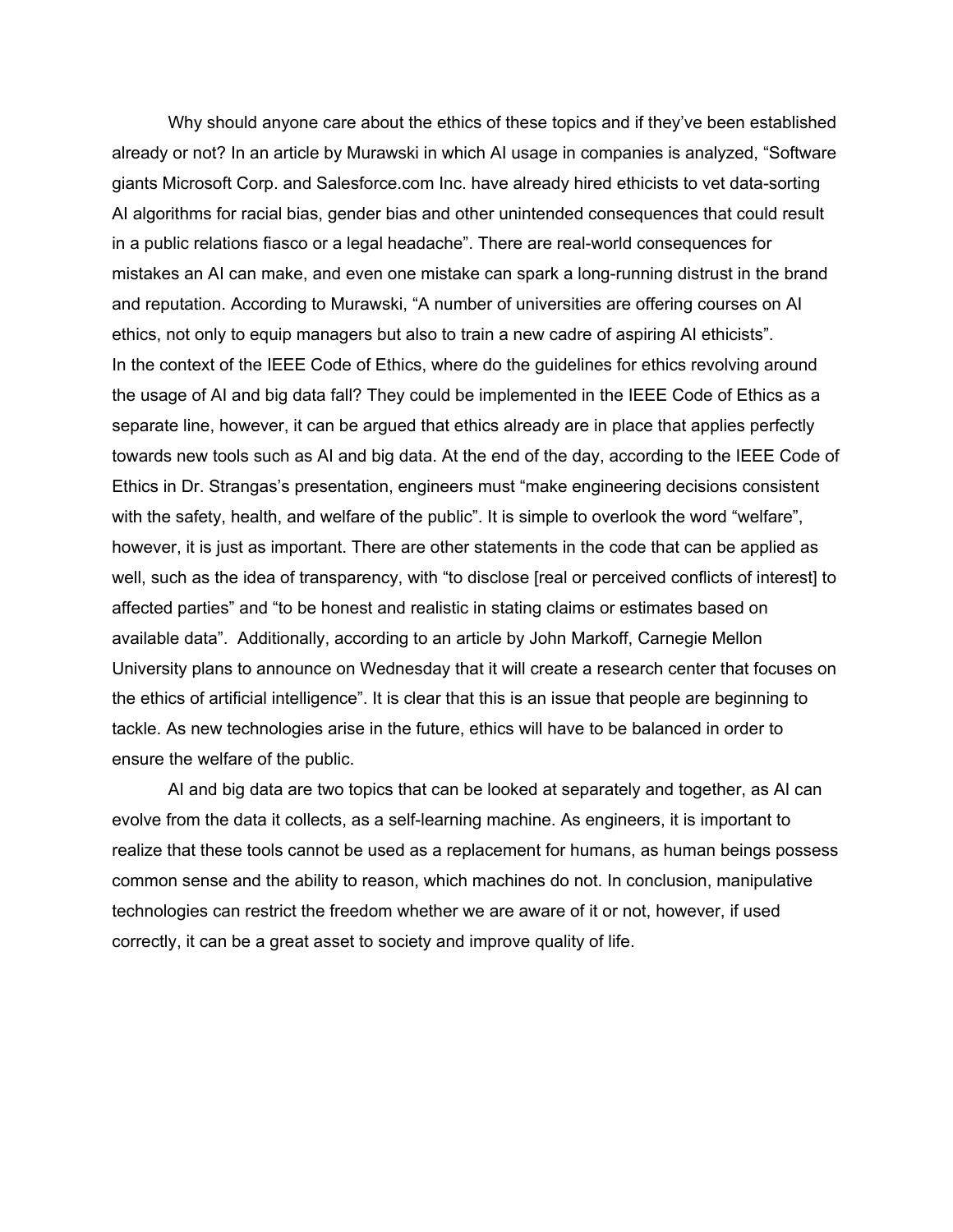Why should anyone care about the ethics of these topics and if they've been established already or not? In an article by Murawski in which AI usage in companies is analyzed, "Software giants Microsoft Corp. and Salesforce.com Inc. have already hired ethicists to vet data-sorting AI algorithms for racial bias, gender bias and other unintended consequences that could result in a public relations fiasco or a legal headache". There are real-world consequences for mistakes an AI can make, and even one mistake can spark a long-running distrust in the brand and reputation. According to Murawski, "A number of universities are offering courses on AI ethics, not only to equip managers but also to train a new cadre of aspiring AI ethicists".
In the context of the IEEE Code of Ethics, where do the guidelines for ethics revolving around the usage of AI and big data fall? They could be implemented in the IEEE Code of Ethics as a separate line, however, it can be argued that ethics already are in place that applies perfectly towards new tools such as AI and big data. At the end of the day, according to the IEEE Code of Ethics in Dr. Strangas's presentation, engineers must "make engineering decisions consistent with the safety, health, and welfare of the public". It is simple to overlook the word "welfare", however, it is just as important. There are other statements in the code that can be applied as well, such as the idea of transparency, with "to disclose [real or perceived conflicts of interest] to affected parties" and "to be honest and realistic in stating claims or estimates based on available data". Additionally, according to an article by John Markoff, Carnegie Mellon University plans to announce on Wednesday that it will create a research center that focuses on the ethics of artificial intelligence". It is clear that this is an issue that people are beginning to tackle. As new technologies arise in the future, ethics will have to be balanced in order to ensure the welfare of the public.

AI and big data are two topics that can be looked at separately and together, as AI can evolve from the data it collects, as a self-learning machine. As engineers, it is important to realize that these tools cannot be used as a replacement for humans, as human beings possess common sense and the ability to reason, which machines do not. In conclusion, manipulative technologies can restrict the freedom whether we are aware of it or not, however, if used correctly, it can be a great asset to society and improve quality of life.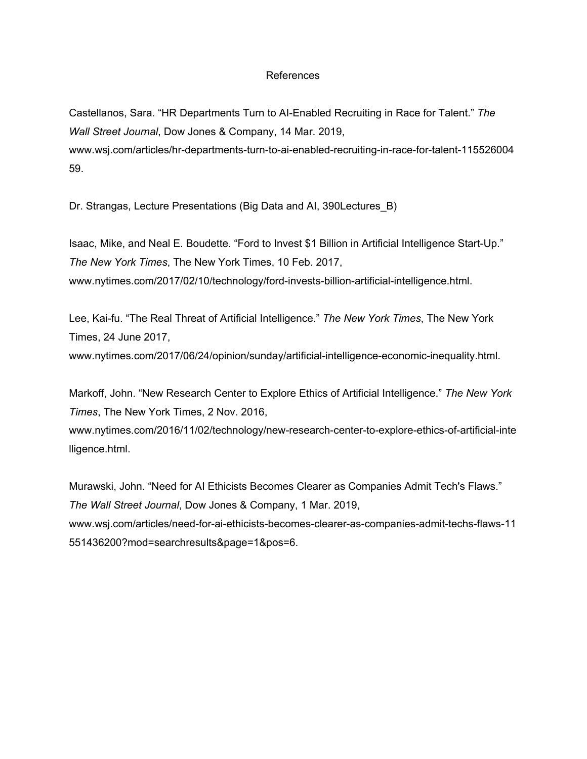# References

Castellanos, Sara. "HR Departments Turn to AI-Enabled Recruiting in Race for Talent." *The Wall Street Journal*, Dow Jones & Company, 14 Mar. 2019, www.wsj.com/articles/hr-departments-turn-to-ai-enabled-recruiting-in-race-for-talent-11552600459.

Dr. Strangas, Lecture Presentations (Big Data and AI, 390Lectures_B)

Isaac, Mike, and Neal E. Boudette. "Ford to Invest $1 Billion in Artificial Intelligence Start-Up." *The New York Times*, The New York Times, 10 Feb. 2017, www.nytimes.com/2017/02/10/technology/ford-invests-billion-artificial-intelligence.html.

Lee, Kai-fu. "The Real Threat of Artificial Intelligence." *The New York Times*, The New York Times, 24 June 2017, www.nytimes.com/2017/06/24/opinion/sunday/artificial-intelligence-economic-inequality.html.

Markoff, John. "New Research Center to Explore Ethics of Artificial Intelligence." *The New York Times*, The New York Times, 2 Nov. 2016, www.nytimes.com/2016/11/02/technology/new-research-center-to-explore-ethics-of-artificial-intelligence.html.

Murawski, John. "Need for AI Ethicists Becomes Clearer as Companies Admit Tech's Flaws." *The Wall Street Journal*, Dow Jones & Company, 1 Mar. 2019, www.wsj.com/articles/need-for-ai-ethicists-becomes-clearer-as-companies-admit-techs-flaws-11551436200?mod=searchresults&page=1&pos=6.